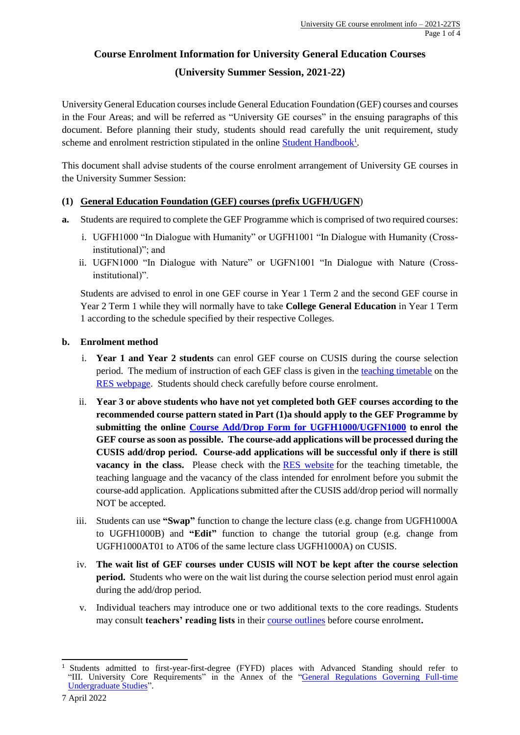# Course Enrolment Information for University General Education Courses

## (University Summer Session, 2021-22)

University General Education courses include General Education Foundation (GEF) courses and courses in the Four Areas; and will be referred as "University GE courses" in the ensuing paragraphs of this document. Before planning their study, students should read carefully the unit requirement, study scheme and enrolment restriction stipulated in the online Student Handbook[1].

This document shall advise students of the course enrolment arrangement of University GE courses in the University Summer Session:

### (1) General Education Foundation (GEF) courses (prefix UGFH/UGFN)

**a.** Students are required to complete the GEF Programme which is comprised of two required courses:

i. UGFH1000 "In Dialogue with Humanity" or UGFH1001 "In Dialogue with Humanity (Cross-institutional)"; and

ii. UGFN1000 "In Dialogue with Nature" or UGFN1001 "In Dialogue with Nature (Cross-institutional)".

Students are advised to enrol in one GEF course in Year 1 Term 2 and the second GEF course in Year 2 Term 1 while they will normally have to take **College General Education** in Year 1 Term 1 according to the schedule specified by their respective Colleges.

**b. Enrolment method**

i. **Year 1 and Year 2 students** can enrol GEF course on CUSIS during the course selection period. The medium of instruction of each GEF class is given in the teaching timetable on the RES webpage. Students should check carefully before course enrolment.

ii. **Year 3 or above students who have not yet completed both GEF courses according to the recommended course pattern stated in Part (1)a should apply to the GEF Programme by submitting the online Course Add/Drop Form for UGFH1000/UGFN1000 to enrol the GEF course as soon as possible. The course-add applications will be processed during the CUSIS add/drop period. Course-add applications will be successful only if there is still vacancy in the class.** Please check with the RES website for the teaching timetable, the teaching language and the vacancy of the class intended for enrolment before you submit the course-add application. Applications submitted after the CUSIS add/drop period will normally NOT be accepted.

iii. Students can use **"Swap"** function to change the lecture class (e.g. change from UGFH1000A to UGFH1000B) and **"Edit"** function to change the tutorial group (e.g. change from UGFH1000AT01 to AT06 of the same lecture class UGFH1000A) on CUSIS.

iv. **The wait list of GEF courses under CUSIS will NOT be kept after the course selection period.** Students who were on the wait list during the course selection period must enrol again during the add/drop period.

v. Individual teachers may introduce one or two additional texts to the core readings. Students may consult **teachers' reading lists** in their course outlines before course enrolment**.**

---

[1] Students admitted to first-year-first-degree (FYFD) places with Advanced Standing should refer to "III. University Core Requirements" in the Annex of the "General Regulations Governing Full-time Undergraduate Studies".

7 April 2022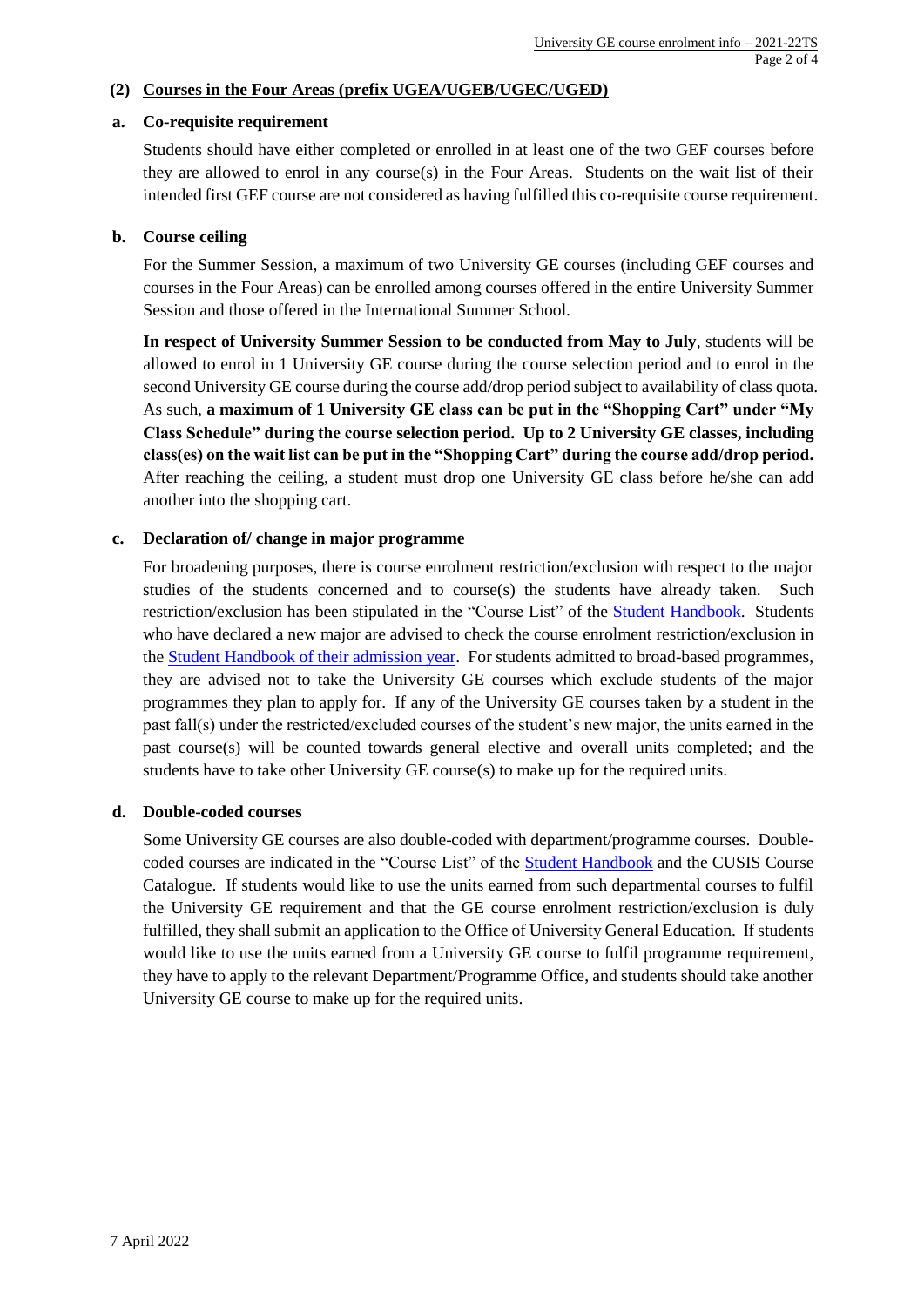## (2) Courses in the Four Areas (prefix UGEA/UGEB/UGEC/UGED)

### a. Co-requisite requirement

Students should have either completed or enrolled in at least one of the two GEF courses before they are allowed to enrol in any course(s) in the Four Areas. Students on the wait list of their intended first GEF course are not considered as having fulfilled this co-requisite course requirement.

### b. Course ceiling

For the Summer Session, a maximum of two University GE courses (including GEF courses and courses in the Four Areas) can be enrolled among courses offered in the entire University Summer Session and those offered in the International Summer School.

**In respect of University Summer Session to be conducted from May to July**, students will be allowed to enrol in 1 University GE course during the course selection period and to enrol in the second University GE course during the course add/drop period subject to availability of class quota. As such, **a maximum of 1 University GE class can be put in the "Shopping Cart" under "My Class Schedule" during the course selection period. Up to 2 University GE classes, including class(es) on the wait list can be put in the "Shopping Cart" during the course add/drop period.** After reaching the ceiling, a student must drop one University GE class before he/she can add another into the shopping cart.

### c. Declaration of/ change in major programme

For broadening purposes, there is course enrolment restriction/exclusion with respect to the major studies of the students concerned and to course(s) the students have already taken. Such restriction/exclusion has been stipulated in the "Course List" of the Student Handbook. Students who have declared a new major are advised to check the course enrolment restriction/exclusion in the Student Handbook of their admission year. For students admitted to broad-based programmes, they are advised not to take the University GE courses which exclude students of the major programmes they plan to apply for. If any of the University GE courses taken by a student in the past fall(s) under the restricted/excluded courses of the student's new major, the units earned in the past course(s) will be counted towards general elective and overall units completed; and the students have to take other University GE course(s) to make up for the required units.

### d. Double-coded courses

Some University GE courses are also double-coded with department/programme courses. Double-coded courses are indicated in the "Course List" of the Student Handbook and the CUSIS Course Catalogue. If students would like to use the units earned from such departmental courses to fulfil the University GE requirement and that the GE course enrolment restriction/exclusion is duly fulfilled, they shall submit an application to the Office of University General Education. If students would like to use the units earned from a University GE course to fulfil programme requirement, they have to apply to the relevant Department/Programme Office, and students should take another University GE course to make up for the required units.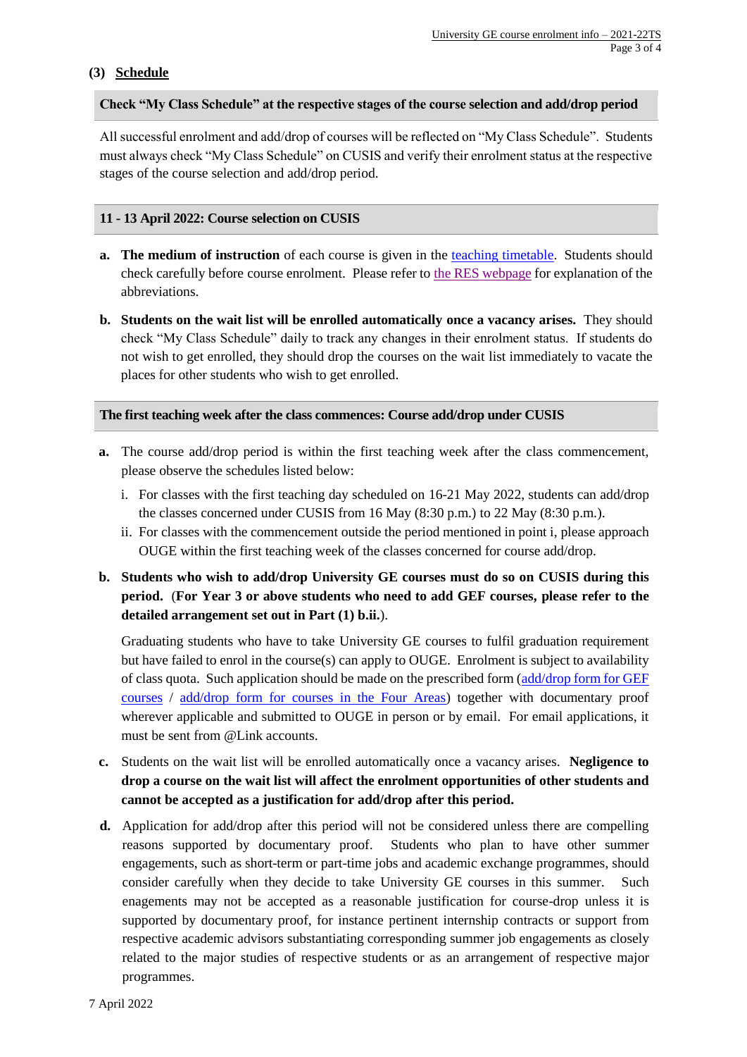### (3) Schedule

**Check "My Class Schedule" at the respective stages of the course selection and add/drop period**

All successful enrolment and add/drop of courses will be reflected on "My Class Schedule". Students must always check "My Class Schedule" on CUSIS and verify their enrolment status at the respective stages of the course selection and add/drop period.

**11 - 13 April 2022: Course selection on CUSIS**

**a.** **The medium of instruction** of each course is given in the teaching timetable. Students should check carefully before course enrolment. Please refer to the RES webpage for explanation of the abbreviations.

**b.** **Students on the wait list will be enrolled automatically once a vacancy arises.** They should check "My Class Schedule" daily to track any changes in their enrolment status. If students do not wish to get enrolled, they should drop the courses on the wait list immediately to vacate the places for other students who wish to get enrolled.

**The first teaching week after the class commences: Course add/drop under CUSIS**

**a.** The course add/drop period is within the first teaching week after the class commencement, please observe the schedules listed below:

   i. For classes with the first teaching day scheduled on 16-21 May 2022, students can add/drop the classes concerned under CUSIS from 16 May (8:30 p.m.) to 22 May (8:30 p.m.).

   ii. For classes with the commencement outside the period mentioned in point i, please approach OUGE within the first teaching week of the classes concerned for course add/drop.

**b.** **Students who wish to add/drop University GE courses must do so on CUSIS during this period.** (**For Year 3 or above students who need to add GEF courses, please refer to the detailed arrangement set out in Part (1) b.ii.**).

Graduating students who have to take University GE courses to fulfil graduation requirement but have failed to enrol in the course(s) can apply to OUGE. Enrolment is subject to availability of class quota. Such application should be made on the prescribed form (add/drop form for GEF courses / add/drop form for courses in the Four Areas) together with documentary proof wherever applicable and submitted to OUGE in person or by email. For email applications, it must be sent from @Link accounts.

**c.** Students on the wait list will be enrolled automatically once a vacancy arises. **Negligence to drop a course on the wait list will affect the enrolment opportunities of other students and cannot be accepted as a justification for add/drop after this period.**

**d.** Application for add/drop after this period will not be considered unless there are compelling reasons supported by documentary proof. Students who plan to have other summer engagements, such as short-term or part-time jobs and academic exchange programmes, should consider carefully when they decide to take University GE courses in this summer. Such enagements may not be accepted as a reasonable justification for course-drop unless it is supported by documentary proof, for instance pertinent internship contracts or support from respective academic advisors substantiating corresponding summer job engagements as closely related to the major studies of respective students or as an arrangement of respective major programmes.

7 April 2022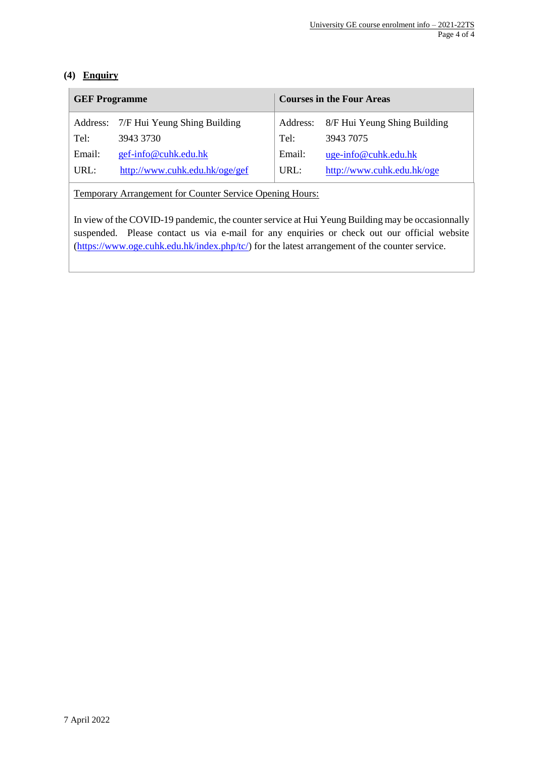## (4) **Enquiry**

| GEF Programme | | Courses in the Four Areas | |
|---|---|---|---|
| Address: | 7/F Hui Yeung Shing Building | Address: | 8/F Hui Yeung Shing Building |
| Tel: | 3943 3730 | Tel: | 3943 7075 |
| Email: | gef-info@cuhk.edu.hk | Email: | uge-info@cuhk.edu.hk |
| URL: | http://www.cuhk.edu.hk/oge/gef | URL: | http://www.cuhk.edu.hk/oge |

Temporary Arrangement for Counter Service Opening Hours:

In view of the COVID-19 pandemic, the counter service at Hui Yeung Building may be occasionally suspended. Please contact us via e-mail for any enquiries or check out our official website (https://www.oge.cuhk.edu.hk/index.php/tc/) for the latest arrangement of the counter service.

7 April 2022